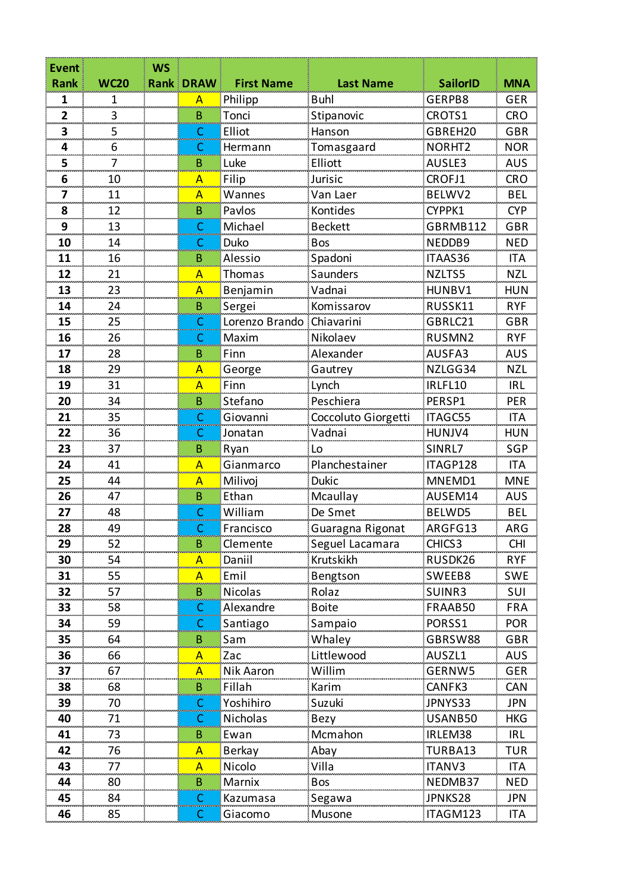| Event Rank | WC20 | WS Rank | DRAW | First Name | Last Name | SailorID | MNA |
|---|---|---|---|---|---|---|---|
| 1 | 1 | | A | Philipp | Buhl | GERPB8 | GER |
| 2 | 3 | | B | Tonci | Stipanovic | CROTS1 | CRO |
| 3 | 5 | | C | Elliot | Hanson | GBREH20 | GBR |
| 4 | 6 | | C | Hermann | Tomasgaard | NORHT2 | NOR |
| 5 | 7 | | B | Luke | Elliott | AUSLE3 | AUS |
| 6 | 10 | | A | Filip | Jurisic | CROFJ1 | CRO |
| 7 | 11 | | A | Wannes | Van Laer | BELWV2 | BEL |
| 8 | 12 | | B | Pavlos | Kontides | CYPPK1 | CYP |
| 9 | 13 | | C | Michael | Beckett | GBRMB112 | GBR |
| 10 | 14 | | C | Duko | Bos | NEDDB9 | NED |
| 11 | 16 | | B | Alessio | Spadoni | ITAAS36 | ITA |
| 12 | 21 | | A | Thomas | Saunders | NZLTS5 | NZL |
| 13 | 23 | | A | Benjamin | Vadnai | HUNBV1 | HUN |
| 14 | 24 | | B | Sergei | Komissarov | RUSSK11 | RYF |
| 15 | 25 | | C | Lorenzo Brando | Chiavarini | GBRLC21 | GBR |
| 16 | 26 | | C | Maxim | Nikolaev | RUSMN2 | RYF |
| 17 | 28 | | B | Finn | Alexander | AUSFA3 | AUS |
| 18 | 29 | | A | George | Gautrey | NZLGG34 | NZL |
| 19 | 31 | | A | Finn | Lynch | IRLFL10 | IRL |
| 20 | 34 | | B | Stefano | Peschiera | PERSP1 | PER |
| 21 | 35 | | C | Giovanni | Coccoluto Giorgetti | ITAGC55 | ITA |
| 22 | 36 | | C | Jonatan | Vadnai | HUNJV4 | HUN |
| 23 | 37 | | B | Ryan | Lo | SINRL7 | SGP |
| 24 | 41 | | A | Gianmarco | Planchestainer | ITAGP128 | ITA |
| 25 | 44 | | A | Milivoj | Dukic | MNEMD1 | MNE |
| 26 | 47 | | B | Ethan | Mcaullay | AUSEM14 | AUS |
| 27 | 48 | | C | William | De Smet | BELWD5 | BEL |
| 28 | 49 | | C | Francisco | Guaragna Rigonat | ARGFG13 | ARG |
| 29 | 52 | | B | Clemente | Seguel Lacamara | CHICS3 | CHI |
| 30 | 54 | | A | Daniil | Krutskikh | RUSDK26 | RYF |
| 31 | 55 | | A | Emil | Bengtson | SWEEB8 | SWE |
| 32 | 57 | | B | Nicolas | Rolaz | SUINR3 | SUI |
| 33 | 58 | | C | Alexandre | Boite | FRAAB50 | FRA |
| 34 | 59 | | C | Santiago | Sampaio | PORSS1 | POR |
| 35 | 64 | | B | Sam | Whaley | GBRSW88 | GBR |
| 36 | 66 | | A | Zac | Littlewood | AUSZL1 | AUS |
| 37 | 67 | | A | Nik Aaron | Willim | GERNW5 | GER |
| 38 | 68 | | B | Fillah | Karim | CANFK3 | CAN |
| 39 | 70 | | C | Yoshihiro | Suzuki | JPNYS33 | JPN |
| 40 | 71 | | C | Nicholas | Bezy | USANB50 | HKG |
| 41 | 73 | | B | Ewan | Mcmahon | IRLEM38 | IRL |
| 42 | 76 | | A | Berkay | Abay | TURBA13 | TUR |
| 43 | 77 | | A | Nicolo | Villa | ITANV3 | ITA |
| 44 | 80 | | B | Marnix | Bos | NEDMB37 | NED |
| 45 | 84 | | C | Kazumasa | Segawa | JPNKS28 | JPN |
| 46 | 85 | | C | Giacomo | Musone | ITAGM123 | ITA |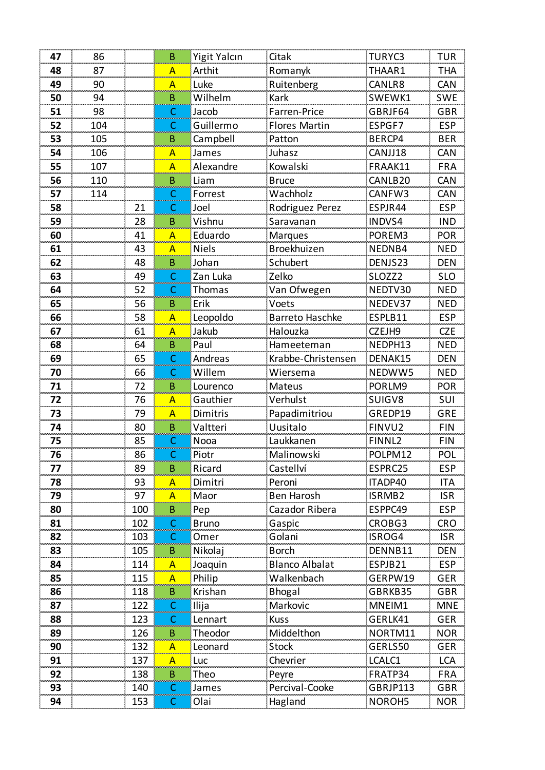| | | | | | | | |
|---|---|---|---|---|---|---|---|
| **47** | 86 | | B | Yigit Yalcın | Citak | TURYC3 | TUR |
| **48** | 87 | | A | Arthit | Romanyk | THAAR1 | THA |
| **49** | 90 | | A | Luke | Ruitenberg | CANLR8 | CAN |
| **50** | 94 | | B | Wilhelm | Kark | SWEWK1 | SWE |
| **51** | 98 | | C | Jacob | Farren-Price | GBRJF64 | GBR |
| **52** | 104 | | C | Guillermo | Flores Martin | ESPGF7 | ESP |
| **53** | 105 | | B | Campbell | Patton | BERCP4 | BER |
| **54** | 106 | | A | James | Juhasz | CANJJ18 | CAN |
| **55** | 107 | | A | Alexandre | Kowalski | FRAAK11 | FRA |
| **56** | 110 | | B | Liam | Bruce | CANLB20 | CAN |
| **57** | 114 | | C | Forrest | Wachholz | CANFW3 | CAN |
| **58** | | 21 | C | Joel | Rodriguez Perez | ESPJR44 | ESP |
| **59** | | 28 | B | Vishnu | Saravanan | INDVS4 | IND |
| **60** | | 41 | A | Eduardo | Marques | POREM3 | POR |
| **61** | | 43 | A | Niels | Broekhuizen | NEDNB4 | NED |
| **62** | | 48 | B | Johan | Schubert | DENJS23 | DEN |
| **63** | | 49 | C | Zan Luka | Zelko | SLOZZ2 | SLO |
| **64** | | 52 | C | Thomas | Van Ofwegen | NEDTV30 | NED |
| **65** | | 56 | B | Erik | Voets | NEDEV37 | NED |
| **66** | | 58 | A | Leopoldo | Barreto Haschke | ESPLB11 | ESP |
| **67** | | 61 | A | Jakub | Halouzka | CZEJH9 | CZE |
| **68** | | 64 | B | Paul | Hameeteman | NEDPH13 | NED |
| **69** | | 65 | C | Andreas | Krabbe-Christensen | DENAK15 | DEN |
| **70** | | 66 | C | Willem | Wiersema | NEDWW5 | NED |
| **71** | | 72 | B | Lourenco | Mateus | PORLM9 | POR |
| **72** | | 76 | A | Gauthier | Verhulst | SUIGV8 | SUI |
| **73** | | 79 | A | Dimitris | Papadimitriou | GREDP19 | GRE |
| **74** | | 80 | B | Valtteri | Uusitalo | FINVU2 | FIN |
| **75** | | 85 | C | Nooa | Laukkanen | FINNL2 | FIN |
| **76** | | 86 | C | Piotr | Malinowski | POLPM12 | POL |
| **77** | | 89 | B | Ricard | Castellví | ESPRC25 | ESP |
| **78** | | 93 | A | Dimitri | Peroni | ITADP40 | ITA |
| **79** | | 97 | A | Maor | Ben Harosh | ISRMB2 | ISR |
| **80** | | 100 | B | Pep | Cazador Ribera | ESPPC49 | ESP |
| **81** | | 102 | C | Bruno | Gaspic | CROBG3 | CRO |
| **82** | | 103 | C | Omer | Golani | ISROG4 | ISR |
| **83** | | 105 | B | Nikolaj | Borch | DENNB11 | DEN |
| **84** | | 114 | A | Joaquin | Blanco Albalat | ESPJB21 | ESP |
| **85** | | 115 | A | Philip | Walkenbach | GERPW19 | GER |
| **86** | | 118 | B | Krishan | Bhogal | GBRKB35 | GBR |
| **87** | | 122 | C | Ilija | Markovic | MNEIM1 | MNE |
| **88** | | 123 | C | Lennart | Kuss | GERLK41 | GER |
| **89** | | 126 | B | Theodor | Middelthon | NORTM11 | NOR |
| **90** | | 132 | A | Leonard | Stock | GERLS50 | GER |
| **91** | | 137 | A | Luc | Chevrier | LCALC1 | LCA |
| **92** | | 138 | B | Theo | Peyre | FRATP34 | FRA |
| **93** | | 140 | C | James | Percival-Cooke | GBRJP113 | GBR |
| **94** | | 153 | C | Olai | Hagland | NOROH5 | NOR |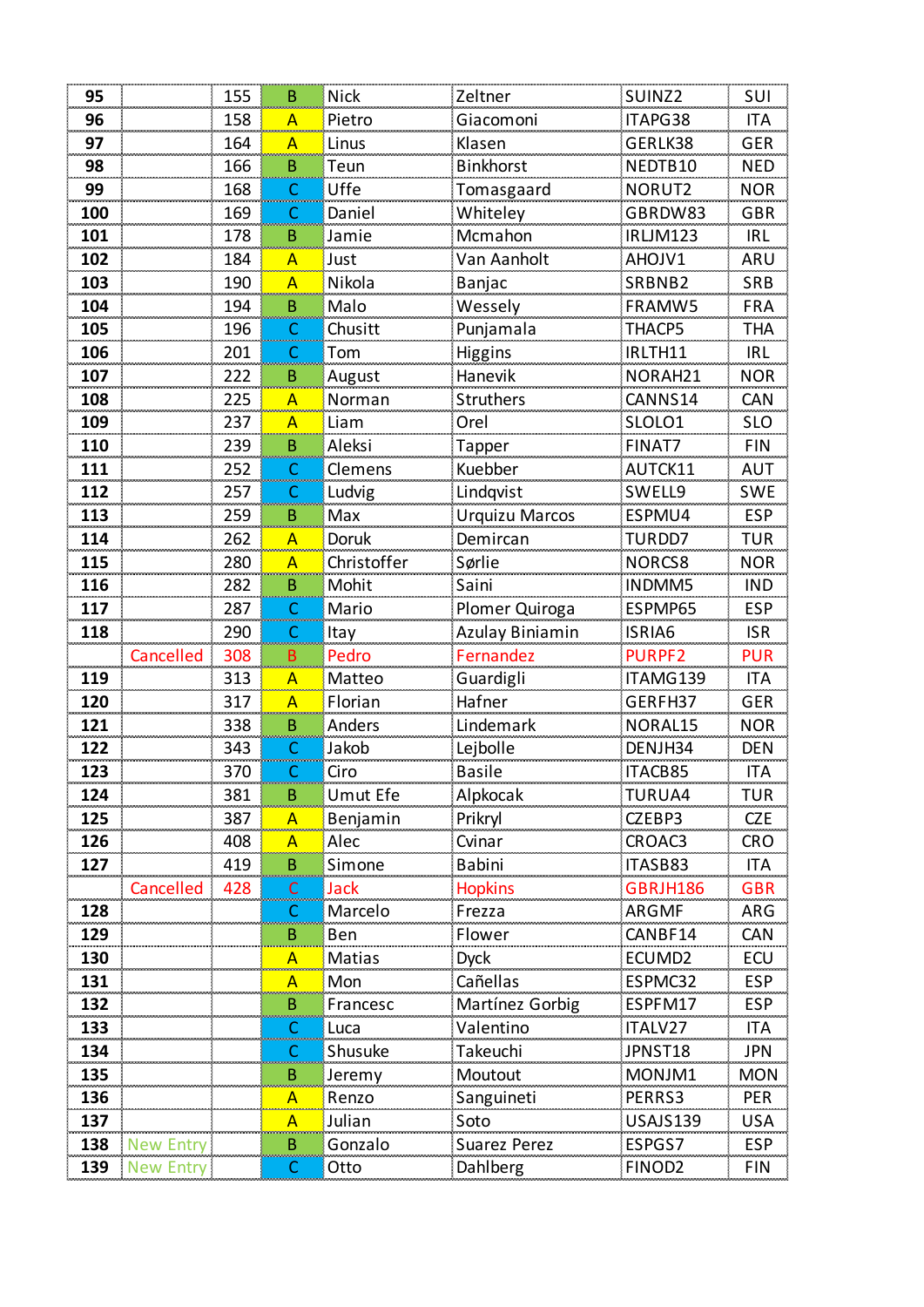| | | | | | | | |
|---|---|---|---|---|---|---|---|
| **95** | | 155 | B | Nick | Zeltner | SUINZ2 | SUI |
| **96** | | 158 | A | Pietro | Giacomoni | ITAPG38 | ITA |
| **97** | | 164 | A | Linus | Klasen | GERLK38 | GER |
| **98** | | 166 | B | Teun | Binkhorst | NEDTB10 | NED |
| **99** | | 168 | C | Uffe | Tomasgaard | NORUT2 | NOR |
| **100** | | 169 | C | Daniel | Whiteley | GBRDW83 | GBR |
| **101** | | 178 | B | Jamie | Mcmahon | IRLJM123 | IRL |
| **102** | | 184 | A | Just | Van Aanholt | AHOJV1 | ARU |
| **103** | | 190 | A | Nikola | Banjac | SRBNB2 | SRB |
| **104** | | 194 | B | Malo | Wessely | FRAMW5 | FRA |
| **105** | | 196 | C | Chusitt | Punjamala | THACP5 | THA |
| **106** | | 201 | C | Tom | Higgins | IRLTH11 | IRL |
| **107** | | 222 | B | August | Hanevik | NORAH21 | NOR |
| **108** | | 225 | A | Norman | Struthers | CANNS14 | CAN |
| **109** | | 237 | A | Liam | Orel | SLOLO1 | SLO |
| **110** | | 239 | B | Aleksi | Tapper | FINAT7 | FIN |
| **111** | | 252 | C | Clemens | Kuebber | AUTCK11 | AUT |
| **112** | | 257 | C | Ludvig | Lindqvist | SWELL9 | SWE |
| **113** | | 259 | B | Max | Urquizu Marcos | ESPMU4 | ESP |
| **114** | | 262 | A | Doruk | Demircan | TURDD7 | TUR |
| **115** | | 280 | A | Christoffer | Sørlie | NORCS8 | NOR |
| **116** | | 282 | B | Mohit | Saini | INDMM5 | IND |
| **117** | | 287 | C | Mario | Plomer Quiroga | ESPMP65 | ESP |
| **118** | | 290 | C | Itay | Azulay Biniamin | ISRIA6 | ISR |
| | Cancelled | 308 | B | Pedro | Fernandez | PURPF2 | PUR |
| **119** | | 313 | A | Matteo | Guardigli | ITAMG139 | ITA |
| **120** | | 317 | A | Florian | Hafner | GERFH37 | GER |
| **121** | | 338 | B | Anders | Lindemark | NORAL15 | NOR |
| **122** | | 343 | C | Jakob | Lejbolle | DENJH34 | DEN |
| **123** | | 370 | C | Ciro | Basile | ITACB85 | ITA |
| **124** | | 381 | B | Umut Efe | Alpkocak | TURUA4 | TUR |
| **125** | | 387 | A | Benjamin | Prikryl | CZEBP3 | CZE |
| **126** | | 408 | A | Alec | Cvinar | CROAC3 | CRO |
| **127** | | 419 | B | Simone | Babini | ITASB83 | ITA |
| | Cancelled | 428 | C | Jack | Hopkins | GBRJH186 | GBR |
| **128** | | | C | Marcelo | Frezza | ARGMF | ARG |
| **129** | | | B | Ben | Flower | CANBF14 | CAN |
| **130** | | | A | Matias | Dyck | ECUMD2 | ECU |
| **131** | | | A | Mon | Cañellas | ESPMC32 | ESP |
| **132** | | | B | Francesc | Martínez Gorbig | ESPFM17 | ESP |
| **133** | | | C | Luca | Valentino | ITALV27 | ITA |
| **134** | | | C | Shusuke | Takeuchi | JPNST18 | JPN |
| **135** | | | B | Jeremy | Moutout | MONJM1 | MON |
| **136** | | | A | Renzo | Sanguineti | PERRS3 | PER |
| **137** | | | A | Julian | Soto | USAJS139 | USA |
| **138** | New Entry | | B | Gonzalo | Suarez Perez | ESPGS7 | ESP |
| **139** | New Entry | | C | Otto | Dahlberg | FINOD2 | FIN |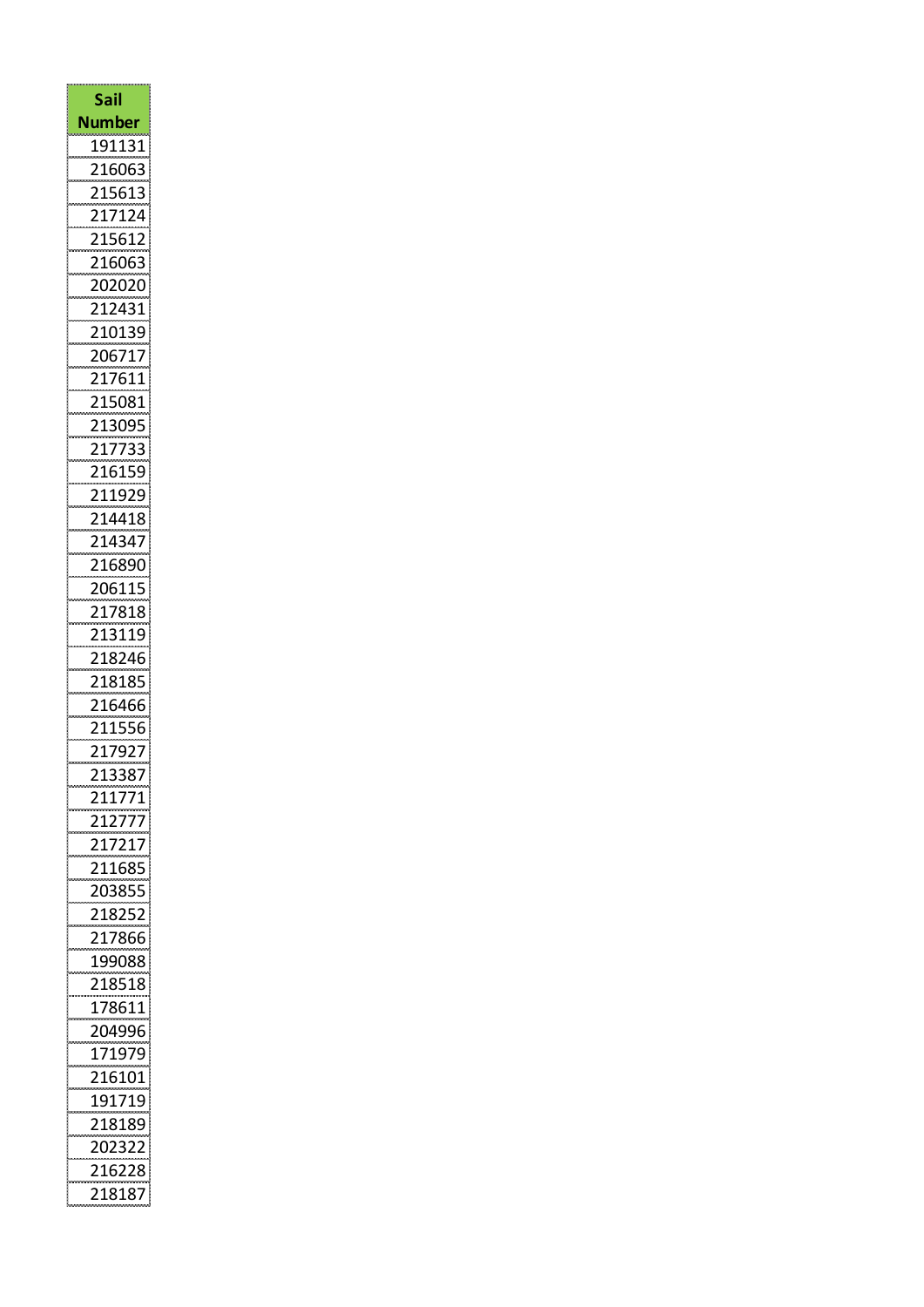| Sail Number |
|---|
| 191131 |
| 216063 |
| 215613 |
| 217124 |
| 215612 |
| 216063 |
| 202020 |
| 212431 |
| 210139 |
| 206717 |
| 217611 |
| 215081 |
| 213095 |
| 217733 |
| 216159 |
| 211929 |
| 214418 |
| 214347 |
| 216890 |
| 206115 |
| 217818 |
| 213119 |
| 218246 |
| 218185 |
| 216466 |
| 211556 |
| 217927 |
| 213387 |
| 211771 |
| 212777 |
| 217217 |
| 211685 |
| 203855 |
| 218252 |
| 217866 |
| 199088 |
| 218518 |
| 178611 |
| 204996 |
| 171979 |
| 216101 |
| 191719 |
| 218189 |
| 202322 |
| 216228 |
| 218187 |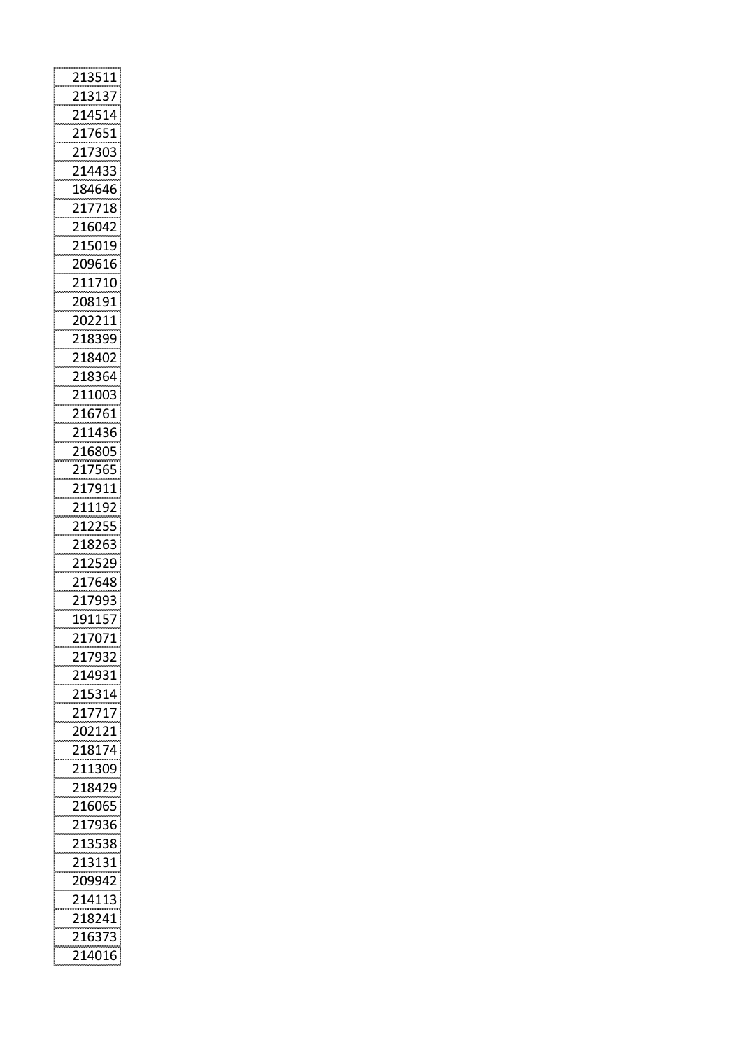| |
|---|
| 213511 |
| 213137 |
| 214514 |
| 217651 |
| 217303 |
| 214433 |
| 184646 |
| 217718 |
| 216042 |
| 215019 |
| 209616 |
| 211710 |
| 208191 |
| 202211 |
| 218399 |
| 218402 |
| 218364 |
| 211003 |
| 216761 |
| 211436 |
| 216805 |
| 217565 |
| 217911 |
| 211192 |
| 212255 |
| 218263 |
| 212529 |
| 217648 |
| 217993 |
| 191157 |
| 217071 |
| 217932 |
| 214931 |
| 215314 |
| 217717 |
| 202121 |
| 218174 |
| 211309 |
| 218429 |
| 216065 |
| 217936 |
| 213538 |
| 213131 |
| 209942 |
| 214113 |
| 218241 |
| 216373 |
| 214016 |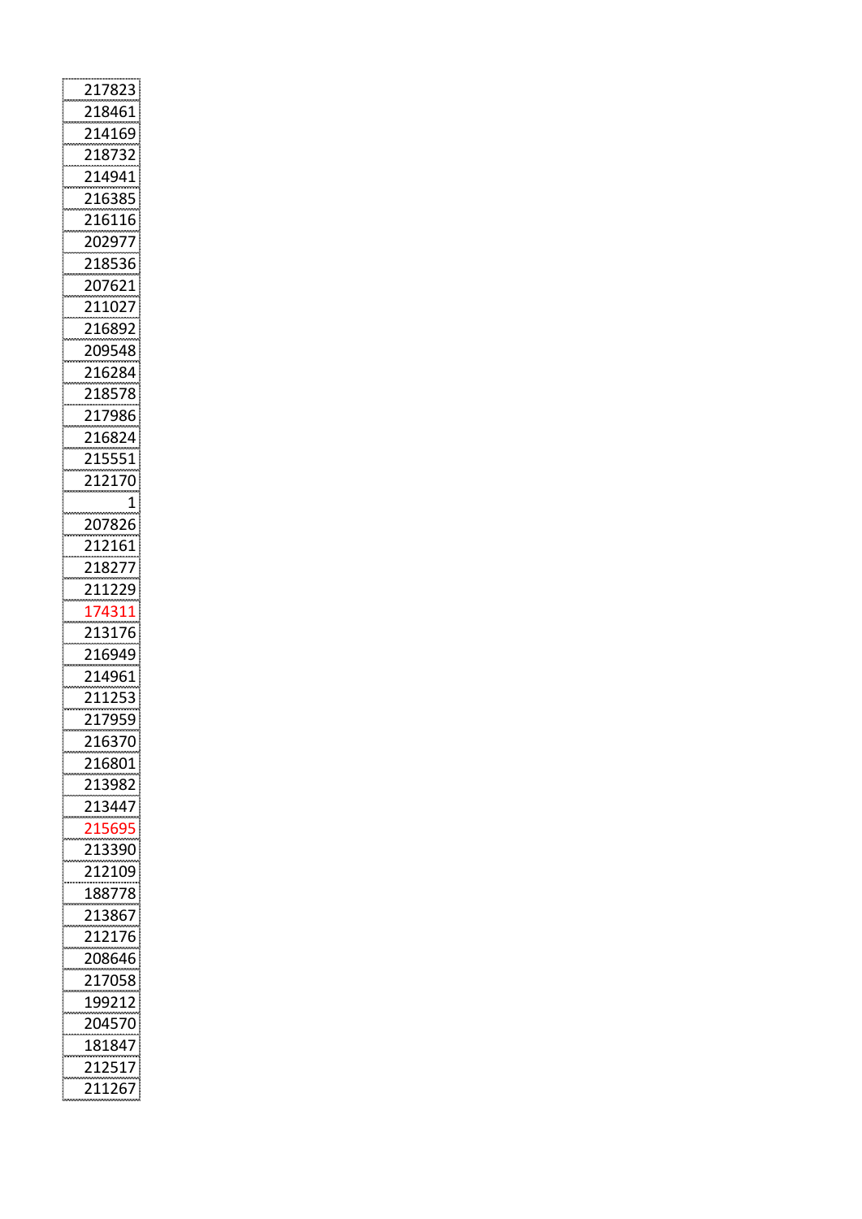| |
|---|
| 217823 |
| 218461 |
| 214169 |
| 218732 |
| 214941 |
| 216385 |
| 216116 |
| 202977 |
| 218536 |
| 207621 |
| 211027 |
| 216892 |
| 209548 |
| 216284 |
| 218578 |
| 217986 |
| 216824 |
| 215551 |
| 212170 |
| 1 |
| 207826 |
| 212161 |
| 218277 |
| 211229 |
| 174311 |
| 213176 |
| 216949 |
| 214961 |
| 211253 |
| 217959 |
| 216370 |
| 216801 |
| 213982 |
| 213447 |
| 215695 |
| 213390 |
| 212109 |
| 188778 |
| 213867 |
| 212176 |
| 208646 |
| 217058 |
| 199212 |
| 204570 |
| 181847 |
| 212517 |
| 211267 |